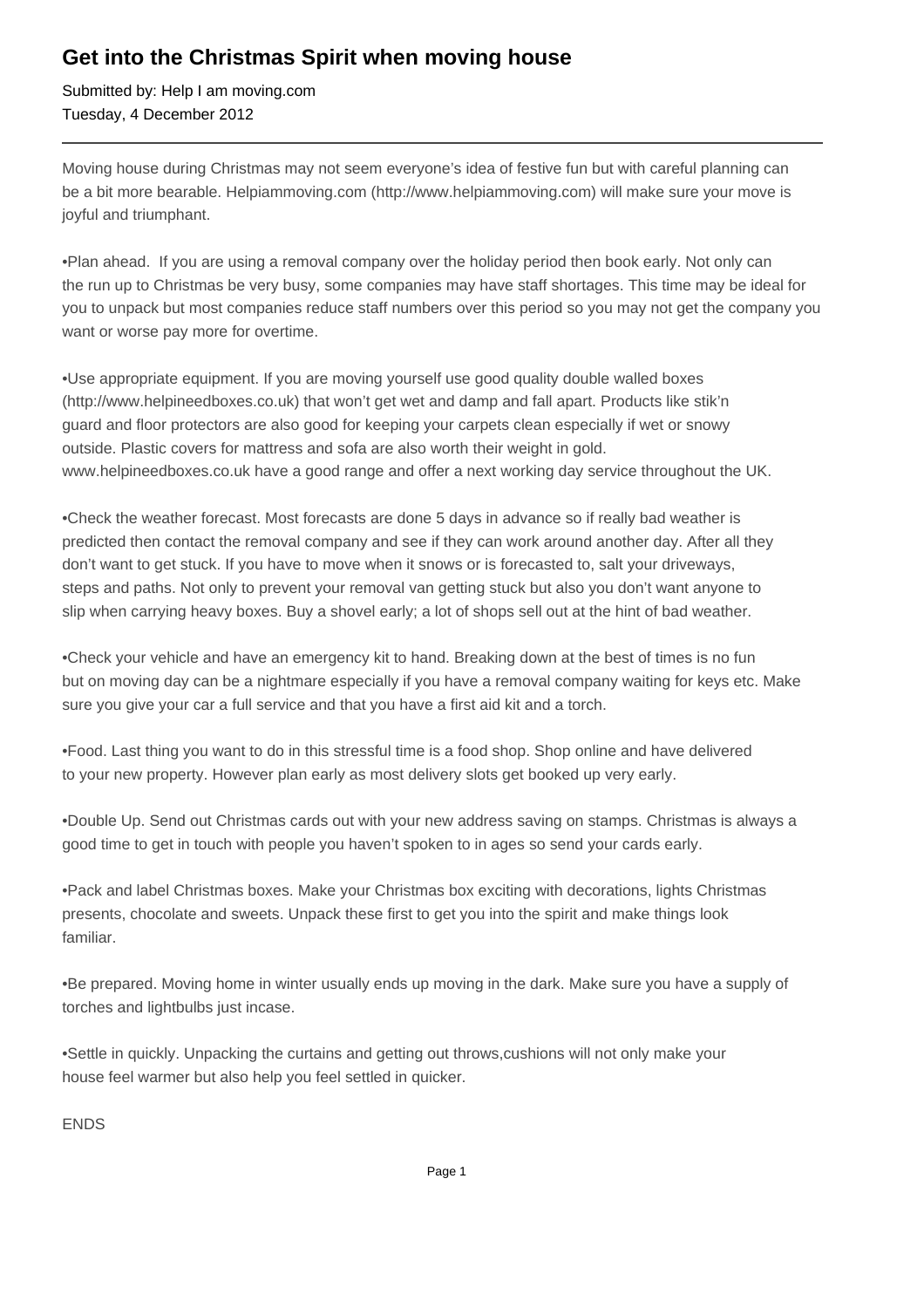# Get into the Christmas Spirit when moving house

Submitted by: Help I am moving.com
Tuesday, 4 December 2012

---

Moving house during Christmas may not seem everyone's idea of festive fun but with careful planning can be a bit more bearable. Helpiammoving.com (http://www.helpiammoving.com) will make sure your move is joyful and triumphant.

•Plan ahead.  If you are using a removal company over the holiday period then book early. Not only can the run up to Christmas be very busy, some companies may have staff shortages. This time may be ideal for you to unpack but most companies reduce staff numbers over this period so you may not get the company you want or worse pay more for overtime.

•Use appropriate equipment. If you are moving yourself use good quality double walled boxes (http://www.helpineedboxes.co.uk) that won't get wet and damp and fall apart. Products like stik'n guard and floor protectors are also good for keeping your carpets clean especially if wet or snowy outside. Plastic covers for mattress and sofa are also worth their weight in gold. www.helpineedboxes.co.uk have a good range and offer a next working day service throughout the UK.

•Check the weather forecast. Most forecasts are done 5 days in advance so if really bad weather is predicted then contact the removal company and see if they can work around another day. After all they don't want to get stuck. If you have to move when it snows or is forecasted to, salt your driveways, steps and paths. Not only to prevent your removal van getting stuck but also you don't want anyone to slip when carrying heavy boxes. Buy a shovel early; a lot of shops sell out at the hint of bad weather.

•Check your vehicle and have an emergency kit to hand. Breaking down at the best of times is no fun but on moving day can be a nightmare especially if you have a removal company waiting for keys etc. Make sure you give your car a full service and that you have a first aid kit and a torch.

•Food. Last thing you want to do in this stressful time is a food shop. Shop online and have delivered to your new property. However plan early as most delivery slots get booked up very early.

•Double Up. Send out Christmas cards out with your new address saving on stamps. Christmas is always a good time to get in touch with people you haven't spoken to in ages so send your cards early.

•Pack and label Christmas boxes. Make your Christmas box exciting with decorations, lights Christmas presents, chocolate and sweets. Unpack these first to get you into the spirit and make things look familiar.

•Be prepared. Moving home in winter usually ends up moving in the dark. Make sure you have a supply of torches and lightbulbs just incase.

•Settle in quickly. Unpacking the curtains and getting out throws,cushions will not only make your house feel warmer but also help you feel settled in quicker.

ENDS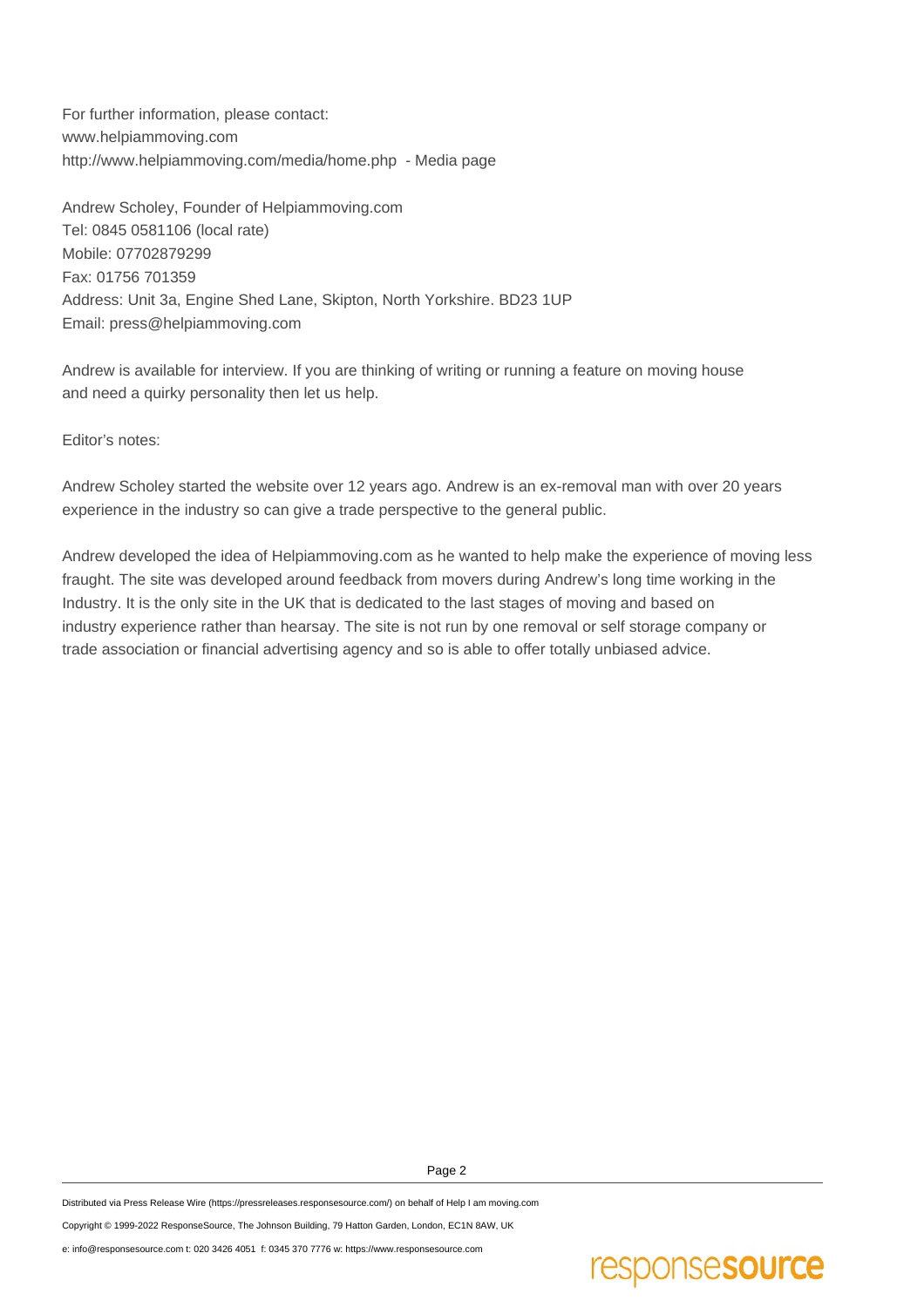For further information, please contact:
www.helpiammoving.com
http://www.helpiammoving.com/media/home.php - Media page

Andrew Scholey, Founder of Helpiammoving.com
Tel: 0845 0581106 (local rate)
Mobile: 07702879299
Fax: 01756 701359
Address: Unit 3a, Engine Shed Lane, Skipton, North Yorkshire. BD23 1UP
Email: press@helpiammoving.com

Andrew is available for interview. If you are thinking of writing or running a feature on moving house and need a quirky personality then let us help.

Editor's notes:

Andrew Scholey started the website over 12 years ago. Andrew is an ex-removal man with over 20 years experience in the industry so can give a trade perspective to the general public.

Andrew developed the idea of Helpiammoving.com as he wanted to help make the experience of moving less fraught. The site was developed around feedback from movers during Andrew's long time working in the Industry. It is the only site in the UK that is dedicated to the last stages of moving and based on industry experience rather than hearsay. The site is not run by one removal or self storage company or trade association or financial advertising agency and so is able to offer totally unbiased advice.